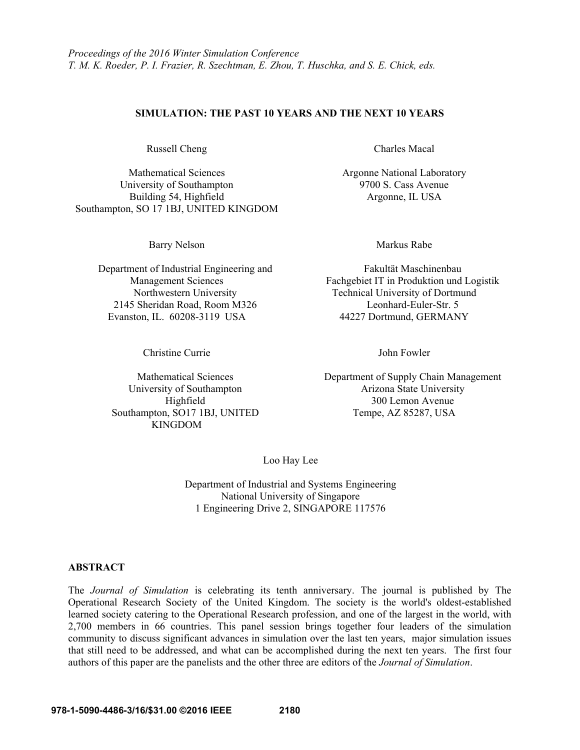*Proceedings of the 2016 Winter Simulation Conference*
*T. M. K. Roeder, P. I. Frazier, R. Szechtman, E. Zhou, T. Huschka, and S. E. Chick, eds.*

# SIMULATION: THE PAST 10 YEARS AND THE NEXT 10 YEARS

Russell Cheng

Mathematical Sciences
University of Southampton
Building 54, Highfield
Southampton, SO 17 1BJ, UNITED KINGDOM

Charles Macal

Argonne National Laboratory
9700 S. Cass Avenue
Argonne, IL USA

Barry Nelson

Department of Industrial Engineering and Management Sciences
Northwestern University
2145 Sheridan Road, Room M326
Evanston, IL. 60208-3119 USA

Markus Rabe

Fakultät Maschinenbau
Fachgebiet IT in Produktion und Logistik
Technical University of Dortmund
Leonhard-Euler-Str. 5
44227 Dortmund, GERMANY

Christine Currie

Mathematical Sciences
University of Southampton
Highfield
Southampton, SO17 1BJ, UNITED KINGDOM

John Fowler

Department of Supply Chain Management
Arizona State University
300 Lemon Avenue
Tempe, AZ 85287, USA

Loo Hay Lee

Department of Industrial and Systems Engineering
National University of Singapore
1 Engineering Drive 2, SINGAPORE 117576

## ABSTRACT

The *Journal of Simulation* is celebrating its tenth anniversary. The journal is published by The Operational Research Society of the United Kingdom. The society is the world's oldest-established learned society catering to the Operational Research profession, and one of the largest in the world, with 2,700 members in 66 countries. This panel session brings together four leaders of the simulation community to discuss significant advances in simulation over the last ten years, major simulation issues that still need to be addressed, and what can be accomplished during the next ten years. The first four authors of this paper are the panelists and the other three are editors of the *Journal of Simulation*.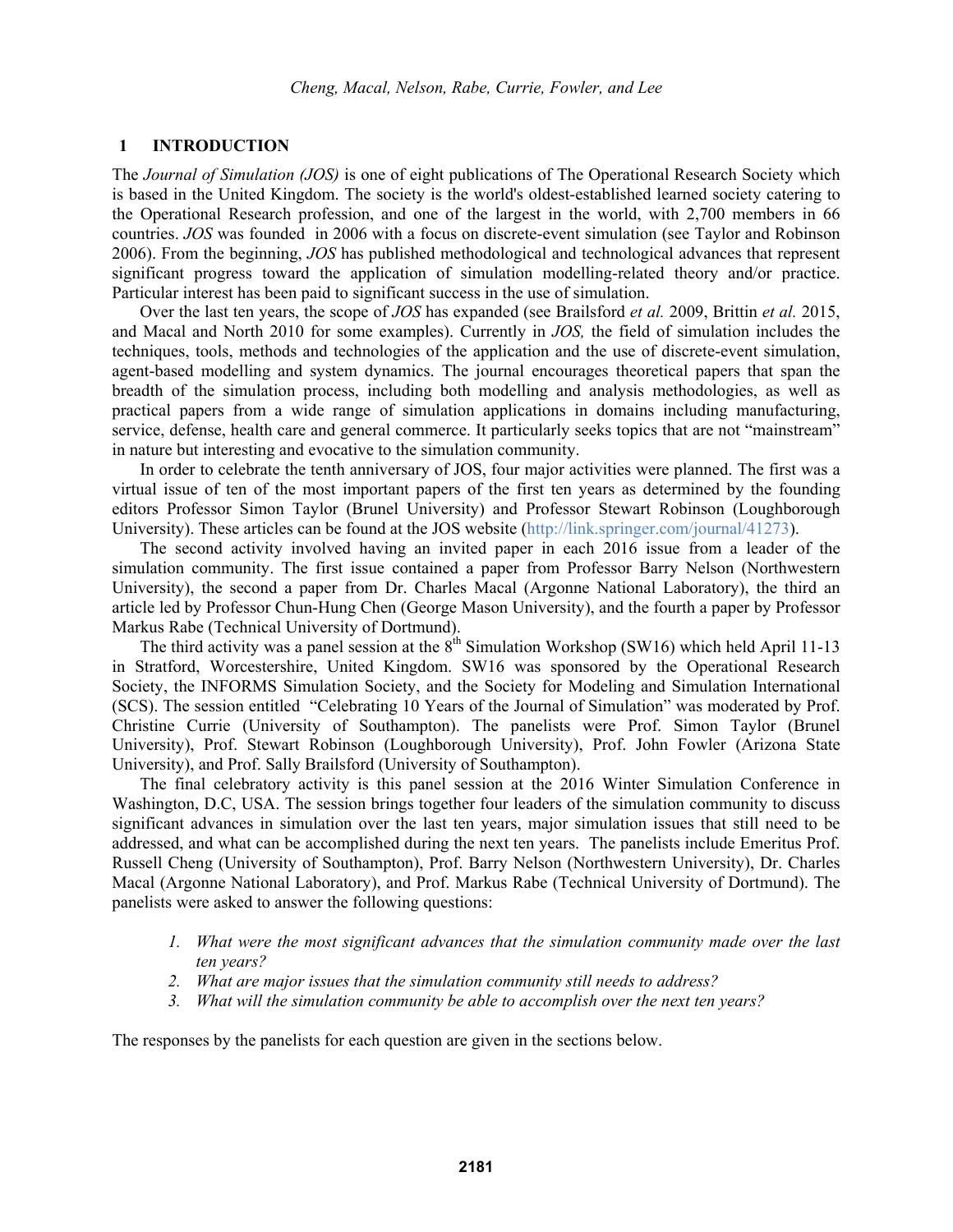## 1 INTRODUCTION

The *Journal of Simulation (JOS)* is one of eight publications of The Operational Research Society which is based in the United Kingdom. The society is the world's oldest-established learned society catering to the Operational Research profession, and one of the largest in the world, with 2,700 members in 66 countries. *JOS* was founded in 2006 with a focus on discrete-event simulation (see Taylor and Robinson 2006). From the beginning, *JOS* has published methodological and technological advances that represent significant progress toward the application of simulation modelling-related theory and/or practice. Particular interest has been paid to significant success in the use of simulation.

Over the last ten years, the scope of *JOS* has expanded (see Brailsford *et al.* 2009, Brittin *et al.* 2015, and Macal and North 2010 for some examples). Currently in *JOS,* the field of simulation includes the techniques, tools, methods and technologies of the application and the use of discrete-event simulation, agent-based modelling and system dynamics. The journal encourages theoretical papers that span the breadth of the simulation process, including both modelling and analysis methodologies, as well as practical papers from a wide range of simulation applications in domains including manufacturing, service, defense, health care and general commerce. It particularly seeks topics that are not "mainstream" in nature but interesting and evocative to the simulation community.

In order to celebrate the tenth anniversary of JOS, four major activities were planned. The first was a virtual issue of ten of the most important papers of the first ten years as determined by the founding editors Professor Simon Taylor (Brunel University) and Professor Stewart Robinson (Loughborough University). These articles can be found at the JOS website (http://link.springer.com/journal/41273).

The second activity involved having an invited paper in each 2016 issue from a leader of the simulation community. The first issue contained a paper from Professor Barry Nelson (Northwestern University), the second a paper from Dr. Charles Macal (Argonne National Laboratory), the third an article led by Professor Chun-Hung Chen (George Mason University), and the fourth a paper by Professor Markus Rabe (Technical University of Dortmund).

The third activity was a panel session at the 8th Simulation Workshop (SW16) which held April 11-13 in Stratford, Worcestershire, United Kingdom. SW16 was sponsored by the Operational Research Society, the INFORMS Simulation Society, and the Society for Modeling and Simulation International (SCS). The session entitled "Celebrating 10 Years of the Journal of Simulation" was moderated by Prof. Christine Currie (University of Southampton). The panelists were Prof. Simon Taylor (Brunel University), Prof. Stewart Robinson (Loughborough University), Prof. John Fowler (Arizona State University), and Prof. Sally Brailsford (University of Southampton).

The final celebratory activity is this panel session at the 2016 Winter Simulation Conference in Washington, D.C, USA. The session brings together four leaders of the simulation community to discuss significant advances in simulation over the last ten years, major simulation issues that still need to be addressed, and what can be accomplished during the next ten years. The panelists include Emeritus Prof. Russell Cheng (University of Southampton), Prof. Barry Nelson (Northwestern University), Dr. Charles Macal (Argonne National Laboratory), and Prof. Markus Rabe (Technical University of Dortmund). The panelists were asked to answer the following questions:

1. *What were the most significant advances that the simulation community made over the last ten years?*
2. *What are major issues that the simulation community still needs to address?*
3. *What will the simulation community be able to accomplish over the next ten years?*

The responses by the panelists for each question are given in the sections below.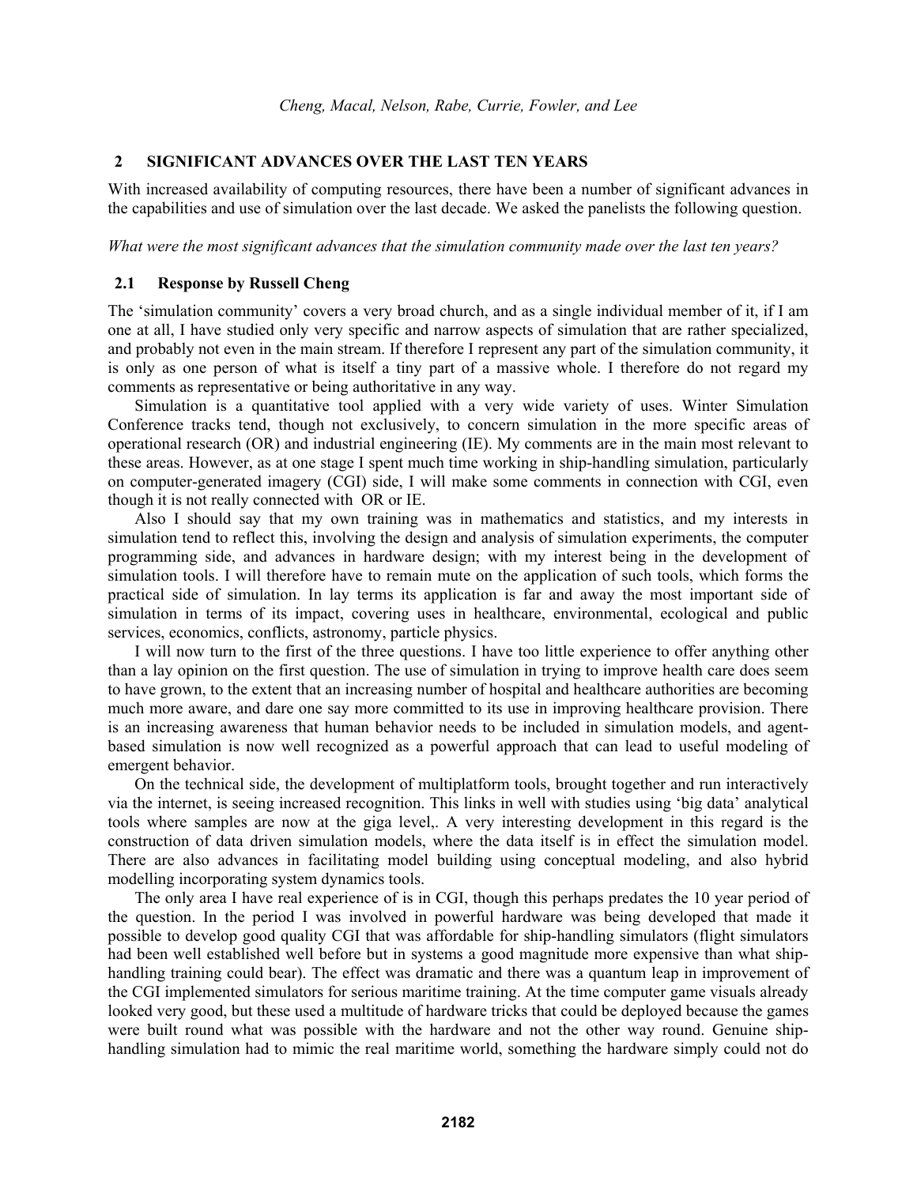## 2 SIGNIFICANT ADVANCES OVER THE LAST TEN YEARS

With increased availability of computing resources, there have been a number of significant advances in the capabilities and use of simulation over the last decade. We asked the panelists the following question.

*What were the most significant advances that the simulation community made over the last ten years?*

### 2.1 Response by Russell Cheng

The 'simulation community' covers a very broad church, and as a single individual member of it, if I am one at all, I have studied only very specific and narrow aspects of simulation that are rather specialized, and probably not even in the main stream. If therefore I represent any part of the simulation community, it is only as one person of what is itself a tiny part of a massive whole. I therefore do not regard my comments as representative or being authoritative in any way.

Simulation is a quantitative tool applied with a very wide variety of uses. Winter Simulation Conference tracks tend, though not exclusively, to concern simulation in the more specific areas of operational research (OR) and industrial engineering (IE). My comments are in the main most relevant to these areas. However, as at one stage I spent much time working in ship-handling simulation, particularly on computer-generated imagery (CGI) side, I will make some comments in connection with CGI, even though it is not really connected with OR or IE.

Also I should say that my own training was in mathematics and statistics, and my interests in simulation tend to reflect this, involving the design and analysis of simulation experiments, the computer programming side, and advances in hardware design; with my interest being in the development of simulation tools. I will therefore have to remain mute on the application of such tools, which forms the practical side of simulation. In lay terms its application is far and away the most important side of simulation in terms of its impact, covering uses in healthcare, environmental, ecological and public services, economics, conflicts, astronomy, particle physics.

I will now turn to the first of the three questions. I have too little experience to offer anything other than a lay opinion on the first question. The use of simulation in trying to improve health care does seem to have grown, to the extent that an increasing number of hospital and healthcare authorities are becoming much more aware, and dare one say more committed to its use in improving healthcare provision. There is an increasing awareness that human behavior needs to be included in simulation models, and agent-based simulation is now well recognized as a powerful approach that can lead to useful modeling of emergent behavior.

On the technical side, the development of multiplatform tools, brought together and run interactively via the internet, is seeing increased recognition. This links in well with studies using 'big data' analytical tools where samples are now at the giga level,. A very interesting development in this regard is the construction of data driven simulation models, where the data itself is in effect the simulation model. There are also advances in facilitating model building using conceptual modeling, and also hybrid modelling incorporating system dynamics tools.

The only area I have real experience of is in CGI, though this perhaps predates the 10 year period of the question. In the period I was involved in powerful hardware was being developed that made it possible to develop good quality CGI that was affordable for ship-handling simulators (flight simulators had been well established well before but in systems a good magnitude more expensive than what ship-handling training could bear). The effect was dramatic and there was a quantum leap in improvement of the CGI implemented simulators for serious maritime training. At the time computer game visuals already looked very good, but these used a multitude of hardware tricks that could be deployed because the games were built round what was possible with the hardware and not the other way round. Genuine ship-handling simulation had to mimic the real maritime world, something the hardware simply could not do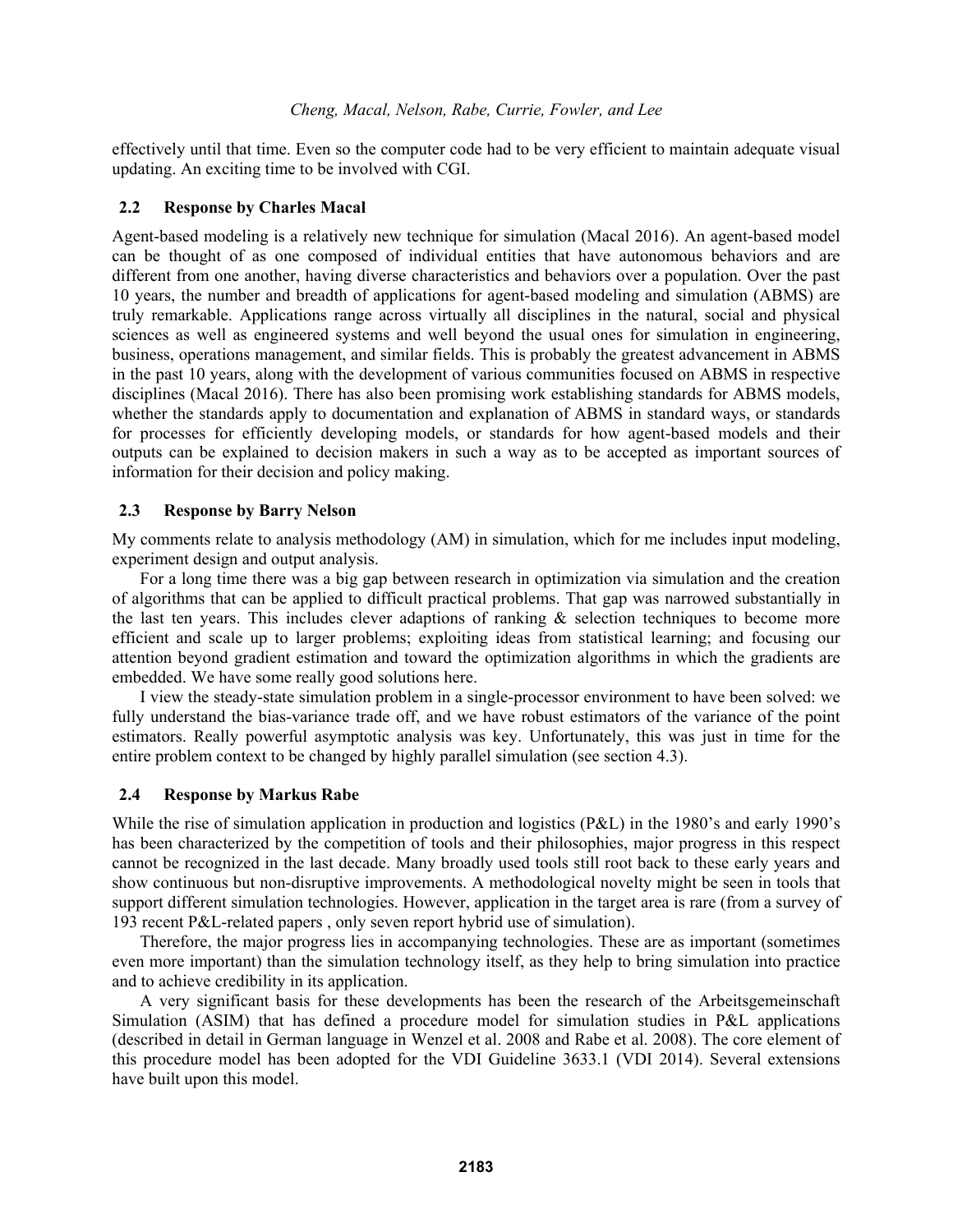effectively until that time. Even so the computer code had to be very efficient to maintain adequate visual updating. An exciting time to be involved with CGI.

### 2.2 Response by Charles Macal

Agent-based modeling is a relatively new technique for simulation (Macal 2016). An agent-based model can be thought of as one composed of individual entities that have autonomous behaviors and are different from one another, having diverse characteristics and behaviors over a population. Over the past 10 years, the number and breadth of applications for agent-based modeling and simulation (ABMS) are truly remarkable. Applications range across virtually all disciplines in the natural, social and physical sciences as well as engineered systems and well beyond the usual ones for simulation in engineering, business, operations management, and similar fields. This is probably the greatest advancement in ABMS in the past 10 years, along with the development of various communities focused on ABMS in respective disciplines (Macal 2016). There has also been promising work establishing standards for ABMS models, whether the standards apply to documentation and explanation of ABMS in standard ways, or standards for processes for efficiently developing models, or standards for how agent-based models and their outputs can be explained to decision makers in such a way as to be accepted as important sources of information for their decision and policy making.

### 2.3 Response by Barry Nelson

My comments relate to analysis methodology (AM) in simulation, which for me includes input modeling, experiment design and output analysis.

For a long time there was a big gap between research in optimization via simulation and the creation of algorithms that can be applied to difficult practical problems. That gap was narrowed substantially in the last ten years. This includes clever adaptions of ranking & selection techniques to become more efficient and scale up to larger problems; exploiting ideas from statistical learning; and focusing our attention beyond gradient estimation and toward the optimization algorithms in which the gradients are embedded. We have some really good solutions here.

I view the steady-state simulation problem in a single-processor environment to have been solved: we fully understand the bias-variance trade off, and we have robust estimators of the variance of the point estimators. Really powerful asymptotic analysis was key. Unfortunately, this was just in time for the entire problem context to be changed by highly parallel simulation (see section 4.3).

### 2.4 Response by Markus Rabe

While the rise of simulation application in production and logistics (P&L) in the 1980's and early 1990's has been characterized by the competition of tools and their philosophies, major progress in this respect cannot be recognized in the last decade. Many broadly used tools still root back to these early years and show continuous but non-disruptive improvements. A methodological novelty might be seen in tools that support different simulation technologies. However, application in the target area is rare (from a survey of 193 recent P&L-related papers , only seven report hybrid use of simulation).

Therefore, the major progress lies in accompanying technologies. These are as important (sometimes even more important) than the simulation technology itself, as they help to bring simulation into practice and to achieve credibility in its application.

A very significant basis for these developments has been the research of the Arbeitsgemeinschaft Simulation (ASIM) that has defined a procedure model for simulation studies in P&L applications (described in detail in German language in Wenzel et al. 2008 and Rabe et al. 2008). The core element of this procedure model has been adopted for the VDI Guideline 3633.1 (VDI 2014). Several extensions have built upon this model.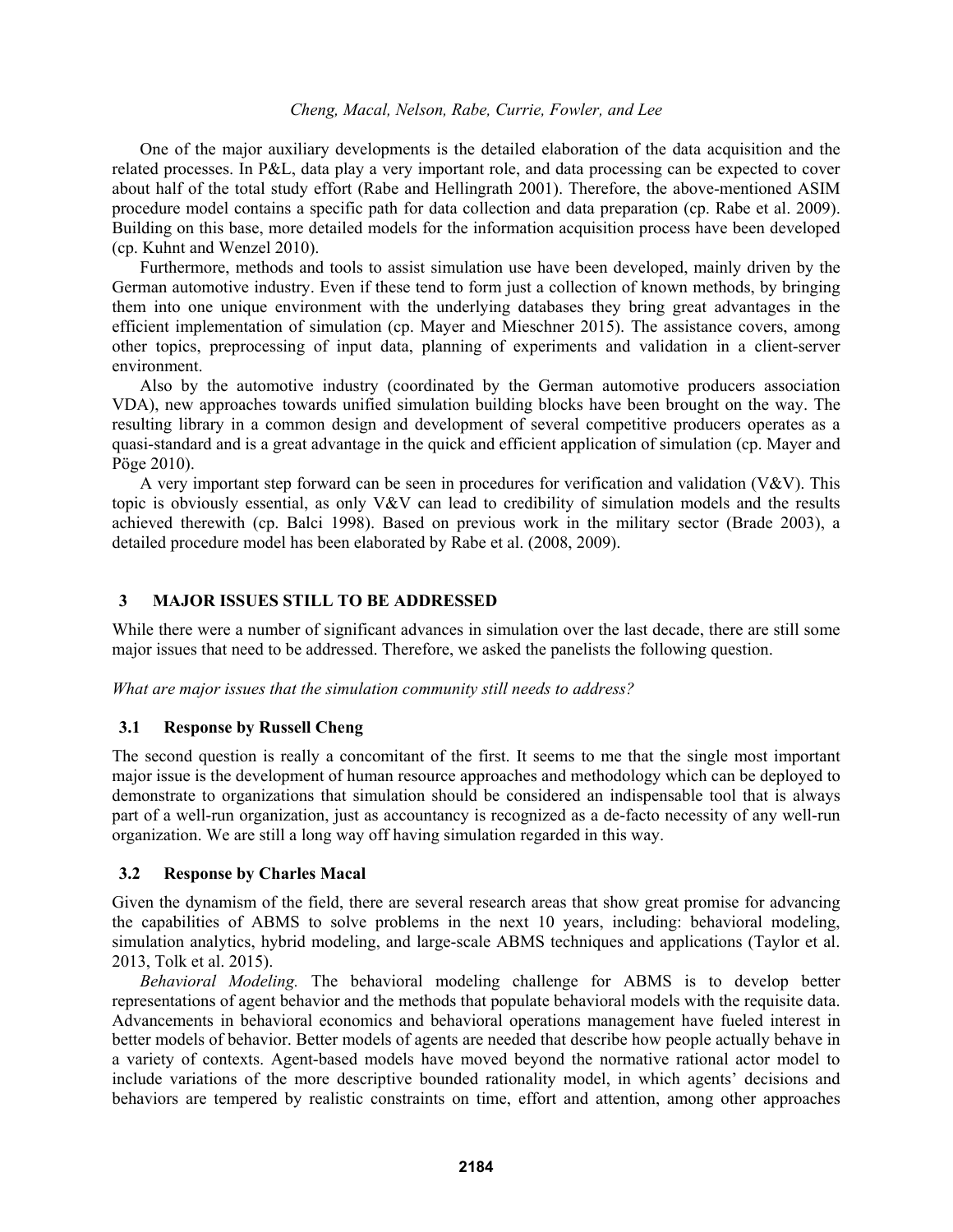One of the major auxiliary developments is the detailed elaboration of the data acquisition and the related processes. In P&L, data play a very important role, and data processing can be expected to cover about half of the total study effort (Rabe and Hellingrath 2001). Therefore, the above-mentioned ASIM procedure model contains a specific path for data collection and data preparation (cp. Rabe et al. 2009). Building on this base, more detailed models for the information acquisition process have been developed (cp. Kuhnt and Wenzel 2010).

Furthermore, methods and tools to assist simulation use have been developed, mainly driven by the German automotive industry. Even if these tend to form just a collection of known methods, by bringing them into one unique environment with the underlying databases they bring great advantages in the efficient implementation of simulation (cp. Mayer and Mieschner 2015). The assistance covers, among other topics, preprocessing of input data, planning of experiments and validation in a client-server environment.

Also by the automotive industry (coordinated by the German automotive producers association VDA), new approaches towards unified simulation building blocks have been brought on the way. The resulting library in a common design and development of several competitive producers operates as a quasi-standard and is a great advantage in the quick and efficient application of simulation (cp. Mayer and Pöge 2010).

A very important step forward can be seen in procedures for verification and validation (V&V). This topic is obviously essential, as only V&V can lead to credibility of simulation models and the results achieved therewith (cp. Balci 1998). Based on previous work in the military sector (Brade 2003), a detailed procedure model has been elaborated by Rabe et al. (2008, 2009).

## 3 MAJOR ISSUES STILL TO BE ADDRESSED

While there were a number of significant advances in simulation over the last decade, there are still some major issues that need to be addressed. Therefore, we asked the panelists the following question.

*What are major issues that the simulation community still needs to address?*

### 3.1 Response by Russell Cheng

The second question is really a concomitant of the first. It seems to me that the single most important major issue is the development of human resource approaches and methodology which can be deployed to demonstrate to organizations that simulation should be considered an indispensable tool that is always part of a well-run organization, just as accountancy is recognized as a de-facto necessity of any well-run organization. We are still a long way off having simulation regarded in this way.

### 3.2 Response by Charles Macal

Given the dynamism of the field, there are several research areas that show great promise for advancing the capabilities of ABMS to solve problems in the next 10 years, including: behavioral modeling, simulation analytics, hybrid modeling, and large-scale ABMS techniques and applications (Taylor et al. 2013, Tolk et al. 2015).

*Behavioral Modeling.* The behavioral modeling challenge for ABMS is to develop better representations of agent behavior and the methods that populate behavioral models with the requisite data. Advancements in behavioral economics and behavioral operations management have fueled interest in better models of behavior. Better models of agents are needed that describe how people actually behave in a variety of contexts. Agent-based models have moved beyond the normative rational actor model to include variations of the more descriptive bounded rationality model, in which agents' decisions and behaviors are tempered by realistic constraints on time, effort and attention, among other approaches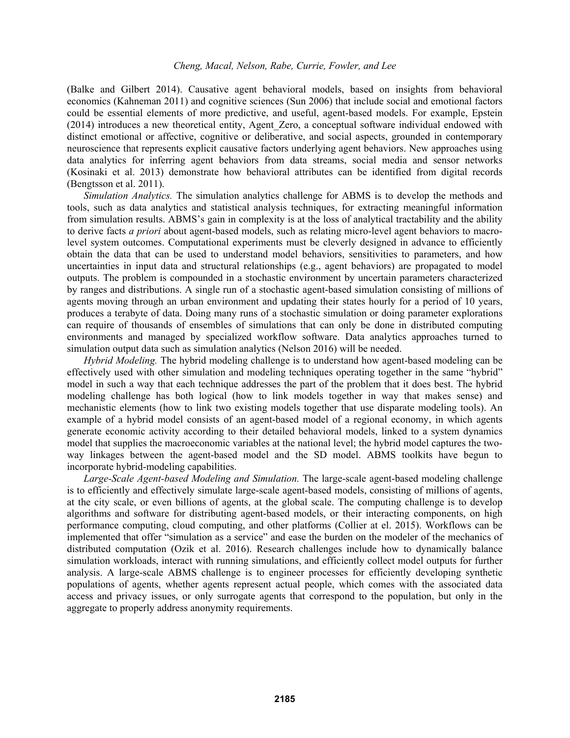(Balke and Gilbert 2014). Causative agent behavioral models, based on insights from behavioral economics (Kahneman 2011) and cognitive sciences (Sun 2006) that include social and emotional factors could be essential elements of more predictive, and useful, agent-based models. For example, Epstein (2014) introduces a new theoretical entity, Agent_Zero, a conceptual software individual endowed with distinct emotional or affective, cognitive or deliberative, and social aspects, grounded in contemporary neuroscience that represents explicit causative factors underlying agent behaviors. New approaches using data analytics for inferring agent behaviors from data streams, social media and sensor networks (Kosinaki et al. 2013) demonstrate how behavioral attributes can be identified from digital records (Bengtsson et al. 2011).

*Simulation Analytics.* The simulation analytics challenge for ABMS is to develop the methods and tools, such as data analytics and statistical analysis techniques, for extracting meaningful information from simulation results. ABMS's gain in complexity is at the loss of analytical tractability and the ability to derive facts *a priori* about agent-based models, such as relating micro-level agent behaviors to macro-level system outcomes. Computational experiments must be cleverly designed in advance to efficiently obtain the data that can be used to understand model behaviors, sensitivities to parameters, and how uncertainties in input data and structural relationships (e.g., agent behaviors) are propagated to model outputs. The problem is compounded in a stochastic environment by uncertain parameters characterized by ranges and distributions. A single run of a stochastic agent-based simulation consisting of millions of agents moving through an urban environment and updating their states hourly for a period of 10 years, produces a terabyte of data. Doing many runs of a stochastic simulation or doing parameter explorations can require of thousands of ensembles of simulations that can only be done in distributed computing environments and managed by specialized workflow software. Data analytics approaches turned to simulation output data such as simulation analytics (Nelson 2016) will be needed.

*Hybrid Modeling.* The hybrid modeling challenge is to understand how agent-based modeling can be effectively used with other simulation and modeling techniques operating together in the same "hybrid" model in such a way that each technique addresses the part of the problem that it does best. The hybrid modeling challenge has both logical (how to link models together in way that makes sense) and mechanistic elements (how to link two existing models together that use disparate modeling tools). An example of a hybrid model consists of an agent-based model of a regional economy, in which agents generate economic activity according to their detailed behavioral models, linked to a system dynamics model that supplies the macroeconomic variables at the national level; the hybrid model captures the two-way linkages between the agent-based model and the SD model. ABMS toolkits have begun to incorporate hybrid-modeling capabilities.

*Large-Scale Agent-based Modeling and Simulation.* The large-scale agent-based modeling challenge is to efficiently and effectively simulate large-scale agent-based models, consisting of millions of agents, at the city scale, or even billions of agents, at the global scale. The computing challenge is to develop algorithms and software for distributing agent-based models, or their interacting components, on high performance computing, cloud computing, and other platforms (Collier at el. 2015). Workflows can be implemented that offer "simulation as a service" and ease the burden on the modeler of the mechanics of distributed computation (Ozik et al. 2016). Research challenges include how to dynamically balance simulation workloads, interact with running simulations, and efficiently collect model outputs for further analysis. A large-scale ABMS challenge is to engineer processes for efficiently developing synthetic populations of agents, whether agents represent actual people, which comes with the associated data access and privacy issues, or only surrogate agents that correspond to the population, but only in the aggregate to properly address anonymity requirements.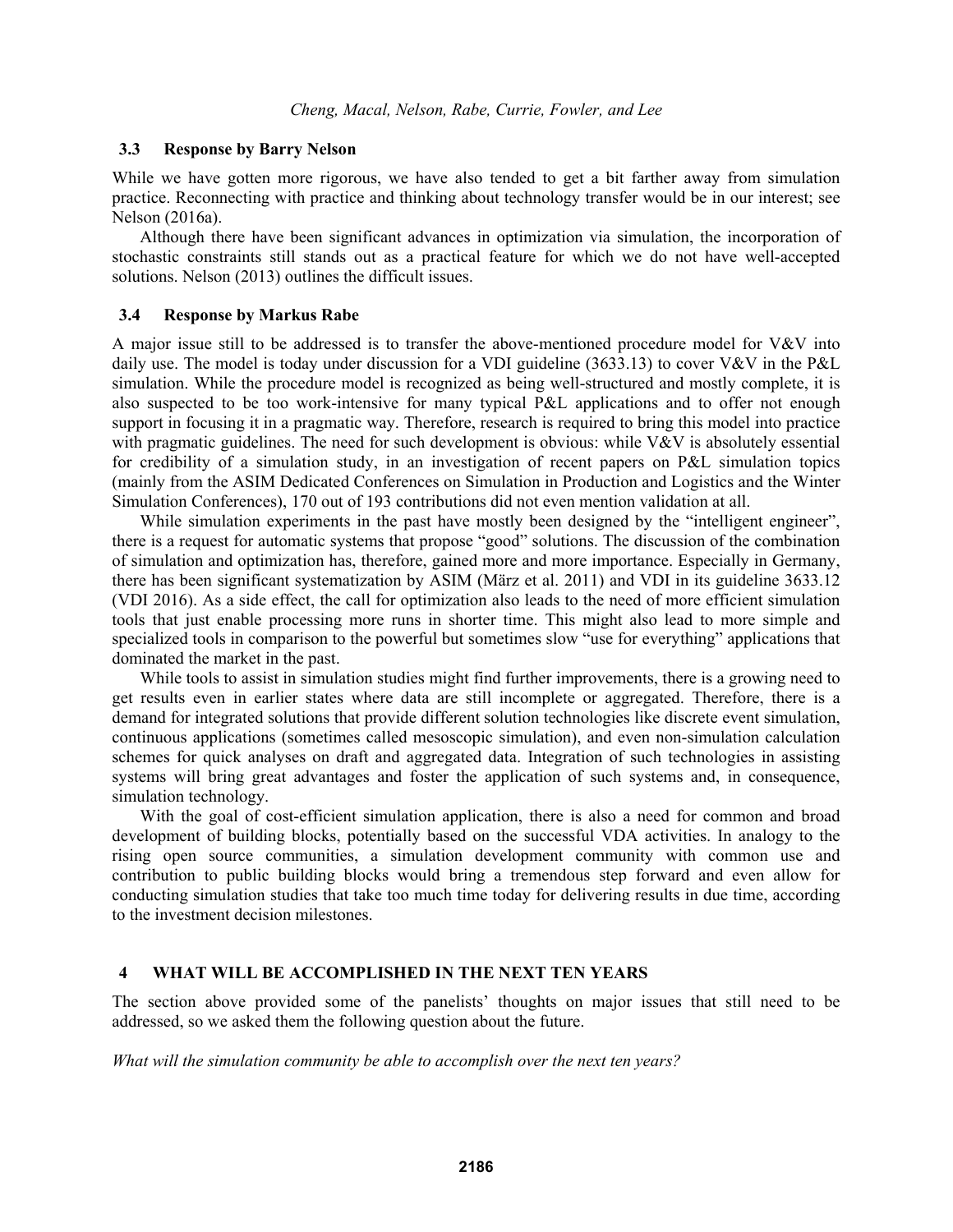### 3.3 Response by Barry Nelson

While we have gotten more rigorous, we have also tended to get a bit farther away from simulation practice. Reconnecting with practice and thinking about technology transfer would be in our interest; see Nelson (2016a).

Although there have been significant advances in optimization via simulation, the incorporation of stochastic constraints still stands out as a practical feature for which we do not have well-accepted solutions. Nelson (2013) outlines the difficult issues.

### 3.4 Response by Markus Rabe

A major issue still to be addressed is to transfer the above-mentioned procedure model for V&V into daily use. The model is today under discussion for a VDI guideline (3633.13) to cover V&V in the P&L simulation. While the procedure model is recognized as being well-structured and mostly complete, it is also suspected to be too work-intensive for many typical P&L applications and to offer not enough support in focusing it in a pragmatic way. Therefore, research is required to bring this model into practice with pragmatic guidelines. The need for such development is obvious: while V&V is absolutely essential for credibility of a simulation study, in an investigation of recent papers on P&L simulation topics (mainly from the ASIM Dedicated Conferences on Simulation in Production and Logistics and the Winter Simulation Conferences), 170 out of 193 contributions did not even mention validation at all.

While simulation experiments in the past have mostly been designed by the "intelligent engineer", there is a request for automatic systems that propose "good" solutions. The discussion of the combination of simulation and optimization has, therefore, gained more and more importance. Especially in Germany, there has been significant systematization by ASIM (März et al. 2011) and VDI in its guideline 3633.12 (VDI 2016). As a side effect, the call for optimization also leads to the need of more efficient simulation tools that just enable processing more runs in shorter time. This might also lead to more simple and specialized tools in comparison to the powerful but sometimes slow "use for everything" applications that dominated the market in the past.

While tools to assist in simulation studies might find further improvements, there is a growing need to get results even in earlier states where data are still incomplete or aggregated. Therefore, there is a demand for integrated solutions that provide different solution technologies like discrete event simulation, continuous applications (sometimes called mesoscopic simulation), and even non-simulation calculation schemes for quick analyses on draft and aggregated data. Integration of such technologies in assisting systems will bring great advantages and foster the application of such systems and, in consequence, simulation technology.

With the goal of cost-efficient simulation application, there is also a need for common and broad development of building blocks, potentially based on the successful VDA activities. In analogy to the rising open source communities, a simulation development community with common use and contribution to public building blocks would bring a tremendous step forward and even allow for conducting simulation studies that take too much time today for delivering results in due time, according to the investment decision milestones.

## 4 WHAT WILL BE ACCOMPLISHED IN THE NEXT TEN YEARS

The section above provided some of the panelists' thoughts on major issues that still need to be addressed, so we asked them the following question about the future.

*What will the simulation community be able to accomplish over the next ten years?*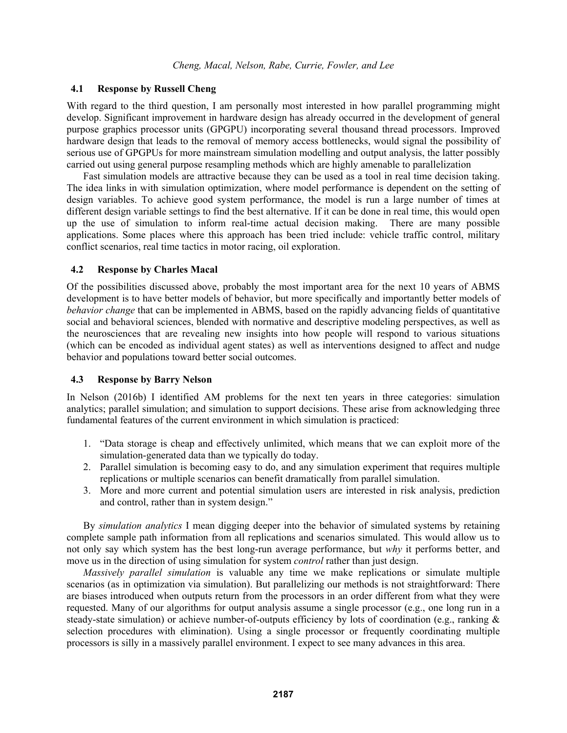### 4.1 Response by Russell Cheng

With regard to the third question, I am personally most interested in how parallel programming might develop. Significant improvement in hardware design has already occurred in the development of general purpose graphics processor units (GPGPU) incorporating several thousand thread processors. Improved hardware design that leads to the removal of memory access bottlenecks, would signal the possibility of serious use of GPGPUs for more mainstream simulation modelling and output analysis, the latter possibly carried out using general purpose resampling methods which are highly amenable to parallelization

Fast simulation models are attractive because they can be used as a tool in real time decision taking. The idea links in with simulation optimization, where model performance is dependent on the setting of design variables. To achieve good system performance, the model is run a large number of times at different design variable settings to find the best alternative. If it can be done in real time, this would open up the use of simulation to inform real-time actual decision making. There are many possible applications. Some places where this approach has been tried include: vehicle traffic control, military conflict scenarios, real time tactics in motor racing, oil exploration.

### 4.2 Response by Charles Macal

Of the possibilities discussed above, probably the most important area for the next 10 years of ABMS development is to have better models of behavior, but more specifically and importantly better models of *behavior change* that can be implemented in ABMS, based on the rapidly advancing fields of quantitative social and behavioral sciences, blended with normative and descriptive modeling perspectives, as well as the neurosciences that are revealing new insights into how people will respond to various situations (which can be encoded as individual agent states) as well as interventions designed to affect and nudge behavior and populations toward better social outcomes.

### 4.3 Response by Barry Nelson

In Nelson (2016b) I identified AM problems for the next ten years in three categories: simulation analytics; parallel simulation; and simulation to support decisions. These arise from acknowledging three fundamental features of the current environment in which simulation is practiced:

1. "Data storage is cheap and effectively unlimited, which means that we can exploit more of the simulation-generated data than we typically do today.
2. Parallel simulation is becoming easy to do, and any simulation experiment that requires multiple replications or multiple scenarios can benefit dramatically from parallel simulation.
3. More and more current and potential simulation users are interested in risk analysis, prediction and control, rather than in system design."

By *simulation analytics* I mean digging deeper into the behavior of simulated systems by retaining complete sample path information from all replications and scenarios simulated. This would allow us to not only say which system has the best long-run average performance, but *why* it performs better, and move us in the direction of using simulation for system *control* rather than just design.

*Massively parallel simulation* is valuable any time we make replications or simulate multiple scenarios (as in optimization via simulation). But parallelizing our methods is not straightforward: There are biases introduced when outputs return from the processors in an order different from what they were requested. Many of our algorithms for output analysis assume a single processor (e.g., one long run in a steady-state simulation) or achieve number-of-outputs efficiency by lots of coordination (e.g., ranking & selection procedures with elimination). Using a single processor or frequently coordinating multiple processors is silly in a massively parallel environment. I expect to see many advances in this area.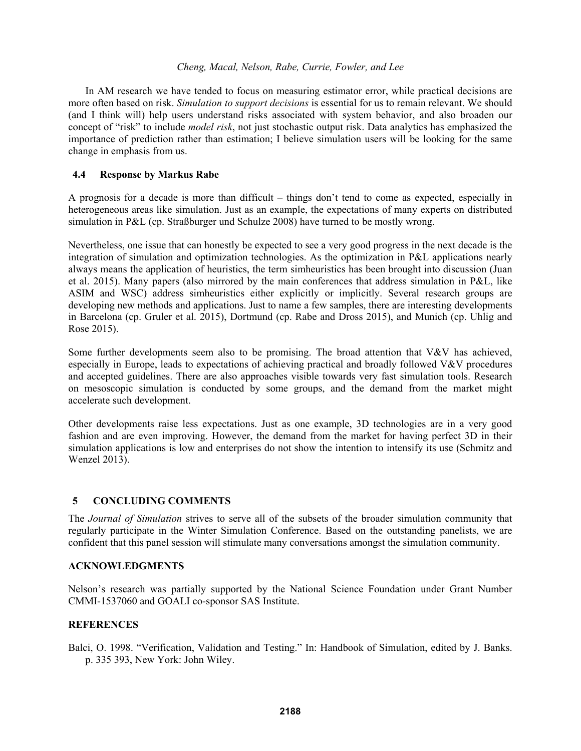In AM research we have tended to focus on measuring estimator error, while practical decisions are more often based on risk. *Simulation to support decisions* is essential for us to remain relevant. We should (and I think will) help users understand risks associated with system behavior, and also broaden our concept of "risk" to include *model risk*, not just stochastic output risk. Data analytics has emphasized the importance of prediction rather than estimation; I believe simulation users will be looking for the same change in emphasis from us.

### 4.4 Response by Markus Rabe

A prognosis for a decade is more than difficult – things don't tend to come as expected, especially in heterogeneous areas like simulation. Just as an example, the expectations of many experts on distributed simulation in P&L (cp. Straßburger und Schulze 2008) have turned to be mostly wrong.

Nevertheless, one issue that can honestly be expected to see a very good progress in the next decade is the integration of simulation and optimization technologies. As the optimization in P&L applications nearly always means the application of heuristics, the term simheuristics has been brought into discussion (Juan et al. 2015). Many papers (also mirrored by the main conferences that address simulation in P&L, like ASIM and WSC) address simheuristics either explicitly or implicitly. Several research groups are developing new methods and applications. Just to name a few samples, there are interesting developments in Barcelona (cp. Gruler et al. 2015), Dortmund (cp. Rabe and Dross 2015), and Munich (cp. Uhlig and Rose 2015).

Some further developments seem also to be promising. The broad attention that V&V has achieved, especially in Europe, leads to expectations of achieving practical and broadly followed V&V procedures and accepted guidelines. There are also approaches visible towards very fast simulation tools. Research on mesoscopic simulation is conducted by some groups, and the demand from the market might accelerate such development.

Other developments raise less expectations. Just as one example, 3D technologies are in a very good fashion and are even improving. However, the demand from the market for having perfect 3D in their simulation applications is low and enterprises do not show the intention to intensify its use (Schmitz and Wenzel 2013).

## 5 CONCLUDING COMMENTS

The *Journal of Simulation* strives to serve all of the subsets of the broader simulation community that regularly participate in the Winter Simulation Conference. Based on the outstanding panelists, we are confident that this panel session will stimulate many conversations amongst the simulation community.

## ACKNOWLEDGMENTS

Nelson's research was partially supported by the National Science Foundation under Grant Number CMMI-1537060 and GOALI co-sponsor SAS Institute.

## REFERENCES

Balci, O. 1998. "Verification, Validation and Testing." In: Handbook of Simulation, edited by J. Banks. p. 335 393, New York: John Wiley.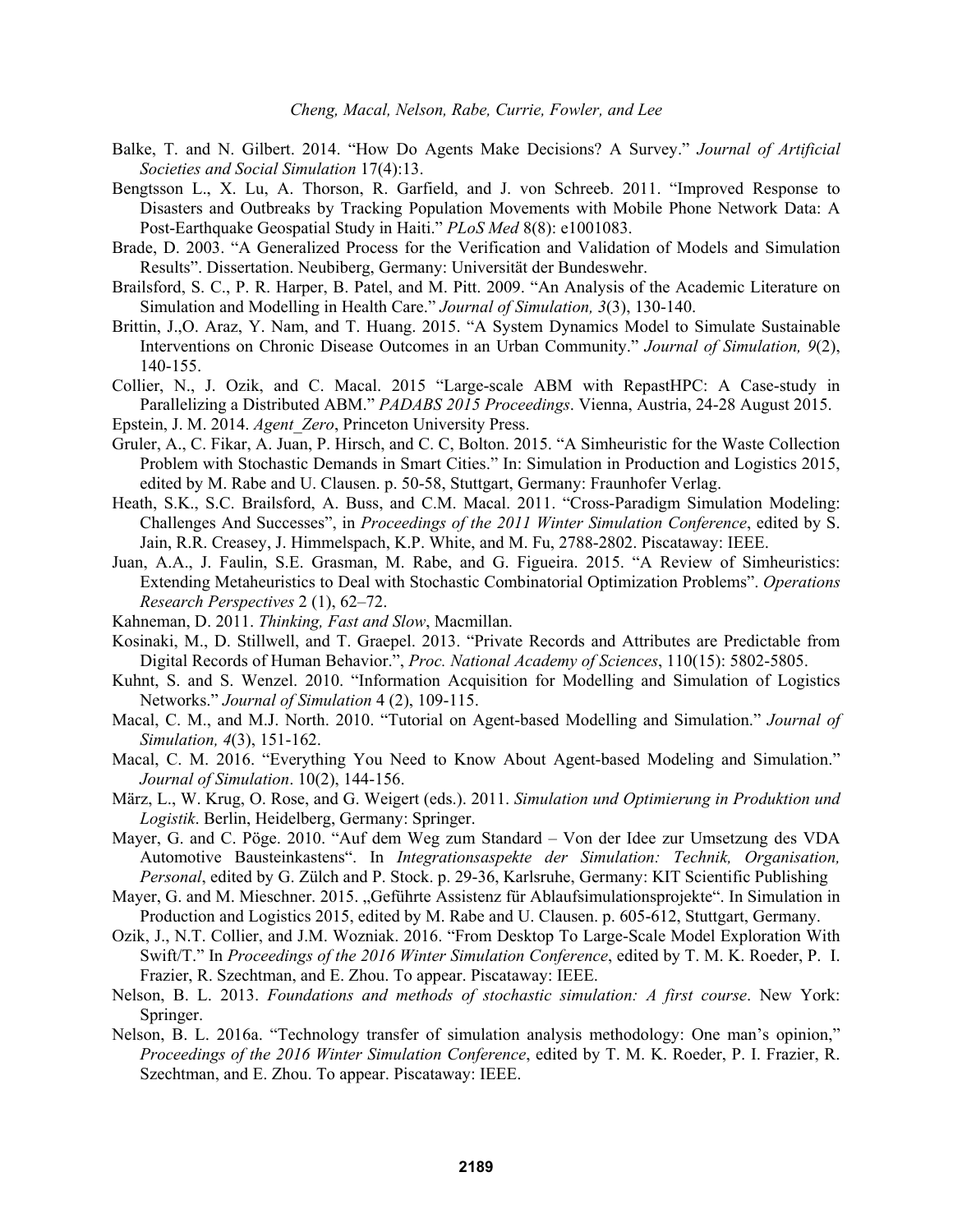Balke, T. and N. Gilbert. 2014. "How Do Agents Make Decisions? A Survey." *Journal of Artificial Societies and Social Simulation* 17(4):13.

Bengtsson L., X. Lu, A. Thorson, R. Garfield, and J. von Schreeb. 2011. "Improved Response to Disasters and Outbreaks by Tracking Population Movements with Mobile Phone Network Data: A Post-Earthquake Geospatial Study in Haiti." *PLoS Med* 8(8): e1001083.

Brade, D. 2003. "A Generalized Process for the Verification and Validation of Models and Simulation Results". Dissertation. Neubiberg, Germany: Universität der Bundeswehr.

Brailsford, S. C., P. R. Harper, B. Patel, and M. Pitt. 2009. "An Analysis of the Academic Literature on Simulation and Modelling in Health Care." *Journal of Simulation, 3*(3), 130-140.

Brittin, J.,O. Araz, Y. Nam, and T. Huang. 2015. "A System Dynamics Model to Simulate Sustainable Interventions on Chronic Disease Outcomes in an Urban Community." *Journal of Simulation, 9*(2), 140-155.

Collier, N., J. Ozik, and C. Macal. 2015 "Large-scale ABM with RepastHPC: A Case-study in Parallelizing a Distributed ABM." *PADABS 2015 Proceedings*. Vienna, Austria, 24-28 August 2015.

Epstein, J. M. 2014. *Agent_Zero*, Princeton University Press.

Gruler, A., C. Fikar, A. Juan, P. Hirsch, and C. C, Bolton. 2015. "A Simheuristic for the Waste Collection Problem with Stochastic Demands in Smart Cities." In: Simulation in Production and Logistics 2015, edited by M. Rabe and U. Clausen. p. 50-58, Stuttgart, Germany: Fraunhofer Verlag.

Heath, S.K., S.C. Brailsford, A. Buss, and C.M. Macal. 2011. "Cross-Paradigm Simulation Modeling: Challenges And Successes", in *Proceedings of the 2011 Winter Simulation Conference*, edited by S. Jain, R.R. Creasey, J. Himmelspach, K.P. White, and M. Fu, 2788-2802. Piscataway: IEEE.

Juan, A.A., J. Faulin, S.E. Grasman, M. Rabe, and G. Figueira. 2015. "A Review of Simheuristics: Extending Metaheuristics to Deal with Stochastic Combinatorial Optimization Problems". *Operations Research Perspectives* 2 (1), 62–72.

Kahneman, D. 2011. *Thinking, Fast and Slow*, Macmillan.

Kosinaki, M., D. Stillwell, and T. Graepel. 2013. "Private Records and Attributes are Predictable from Digital Records of Human Behavior.", *Proc. National Academy of Sciences*, 110(15): 5802-5805.

Kuhnt, S. and S. Wenzel. 2010. "Information Acquisition for Modelling and Simulation of Logistics Networks." *Journal of Simulation* 4 (2), 109-115.

Macal, C. M., and M.J. North. 2010. "Tutorial on Agent-based Modelling and Simulation." *Journal of Simulation, 4*(3), 151-162.

Macal, C. M. 2016. "Everything You Need to Know About Agent-based Modeling and Simulation." *Journal of Simulation*. 10(2), 144-156.

März, L., W. Krug, O. Rose, and G. Weigert (eds.). 2011. *Simulation und Optimierung in Produktion und Logistik*. Berlin, Heidelberg, Germany: Springer.

Mayer, G. and C. Pöge. 2010. "Auf dem Weg zum Standard – Von der Idee zur Umsetzung des VDA Automotive Bausteinkastens". In *Integrationsaspekte der Simulation: Technik, Organisation, Personal*, edited by G. Zülch and P. Stock. p. 29-36, Karlsruhe, Germany: KIT Scientific Publishing

Mayer, G. and M. Mieschner. 2015. „Geführte Assistenz für Ablaufsimulationsprojekte". In Simulation in Production and Logistics 2015, edited by M. Rabe and U. Clausen. p. 605-612, Stuttgart, Germany.

Ozik, J., N.T. Collier, and J.M. Wozniak. 2016. "From Desktop To Large-Scale Model Exploration With Swift/T." In *Proceedings of the 2016 Winter Simulation Conference*, edited by T. M. K. Roeder, P. I. Frazier, R. Szechtman, and E. Zhou. To appear. Piscataway: IEEE.

Nelson, B. L. 2013. *Foundations and methods of stochastic simulation: A first course*. New York: Springer.

Nelson, B. L. 2016a. "Technology transfer of simulation analysis methodology: One man's opinion," *Proceedings of the 2016 Winter Simulation Conference*, edited by T. M. K. Roeder, P. I. Frazier, R. Szechtman, and E. Zhou. To appear. Piscataway: IEEE.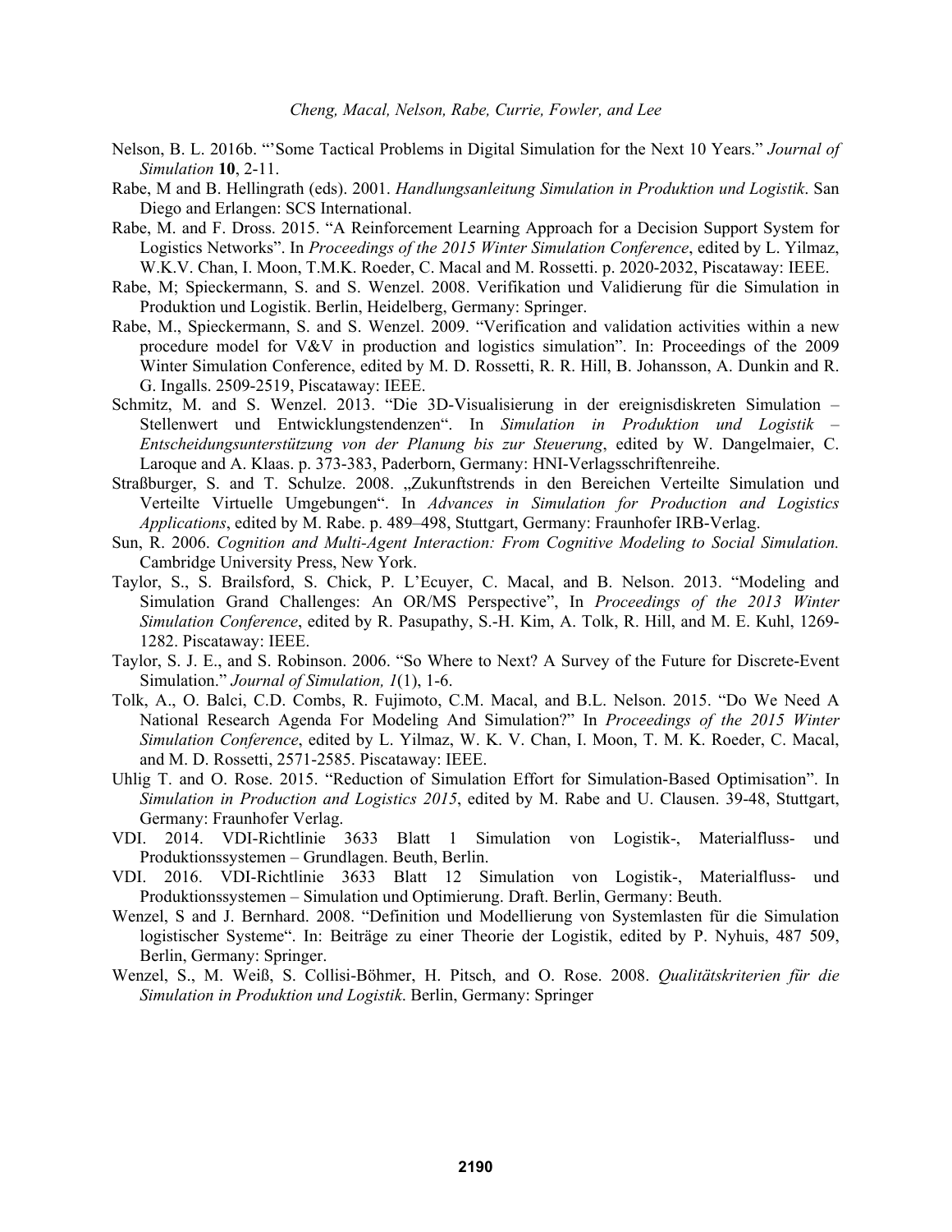Nelson, B. L. 2016b. "'Some Tactical Problems in Digital Simulation for the Next 10 Years." *Journal of Simulation* **10**, 2-11.

Rabe, M and B. Hellingrath (eds). 2001. *Handlungsanleitung Simulation in Produktion und Logistik*. San Diego and Erlangen: SCS International.

Rabe, M. and F. Dross. 2015. "A Reinforcement Learning Approach for a Decision Support System for Logistics Networks". In *Proceedings of the 2015 Winter Simulation Conference*, edited by L. Yilmaz, W.K.V. Chan, I. Moon, T.M.K. Roeder, C. Macal and M. Rossetti. p. 2020-2032, Piscataway: IEEE.

Rabe, M; Spieckermann, S. and S. Wenzel. 2008. Verifikation und Validierung für die Simulation in Produktion und Logistik. Berlin, Heidelberg, Germany: Springer.

Rabe, M., Spieckermann, S. and S. Wenzel. 2009. "Verification and validation activities within a new procedure model for V&V in production and logistics simulation". In: Proceedings of the 2009 Winter Simulation Conference, edited by M. D. Rossetti, R. R. Hill, B. Johansson, A. Dunkin and R. G. Ingalls. 2509-2519, Piscataway: IEEE.

Schmitz, M. and S. Wenzel. 2013. "Die 3D-Visualisierung in der ereignisdiskreten Simulation – Stellenwert und Entwicklungstendenzen". In *Simulation in Produktion und Logistik – Entscheidungsunterstützung von der Planung bis zur Steuerung*, edited by W. Dangelmaier, C. Laroque and A. Klaas. p. 373-383, Paderborn, Germany: HNI-Verlagsschriftenreihe.

Straßburger, S. and T. Schulze. 2008. „Zukunftstrends in den Bereichen Verteilte Simulation und Verteilte Virtuelle Umgebungen". In *Advances in Simulation for Production and Logistics Applications*, edited by M. Rabe. p. 489–498, Stuttgart, Germany: Fraunhofer IRB-Verlag.

Sun, R. 2006. *Cognition and Multi-Agent Interaction: From Cognitive Modeling to Social Simulation.* Cambridge University Press, New York.

Taylor, S., S. Brailsford, S. Chick, P. L'Ecuyer, C. Macal, and B. Nelson. 2013. "Modeling and Simulation Grand Challenges: An OR/MS Perspective", In *Proceedings of the 2013 Winter Simulation Conference*, edited by R. Pasupathy, S.-H. Kim, A. Tolk, R. Hill, and M. E. Kuhl, 1269-1282. Piscataway: IEEE.

Taylor, S. J. E., and S. Robinson. 2006. "So Where to Next? A Survey of the Future for Discrete-Event Simulation." *Journal of Simulation, 1*(1), 1-6.

Tolk, A., O. Balci, C.D. Combs, R. Fujimoto, C.M. Macal, and B.L. Nelson. 2015. "Do We Need A National Research Agenda For Modeling And Simulation?" In *Proceedings of the 2015 Winter Simulation Conference*, edited by L. Yilmaz, W. K. V. Chan, I. Moon, T. M. K. Roeder, C. Macal, and M. D. Rossetti, 2571-2585. Piscataway: IEEE.

Uhlig T. and O. Rose. 2015. "Reduction of Simulation Effort for Simulation-Based Optimisation". In *Simulation in Production and Logistics 2015*, edited by M. Rabe and U. Clausen. 39-48, Stuttgart, Germany: Fraunhofer Verlag.

VDI. 2014. VDI-Richtlinie 3633 Blatt 1 Simulation von Logistik-, Materialfluss- und Produktionssystemen – Grundlagen. Beuth, Berlin.

VDI. 2016. VDI-Richtlinie 3633 Blatt 12 Simulation von Logistik-, Materialfluss- und Produktionssystemen – Simulation und Optimierung. Draft. Berlin, Germany: Beuth.

Wenzel, S and J. Bernhard. 2008. "Definition und Modellierung von Systemlasten für die Simulation logistischer Systeme". In: Beiträge zu einer Theorie der Logistik, edited by P. Nyhuis, 487 509, Berlin, Germany: Springer.

Wenzel, S., M. Weiß, S. Collisi-Böhmer, H. Pitsch, and O. Rose. 2008. *Qualitätskriterien für die Simulation in Produktion und Logistik*. Berlin, Germany: Springer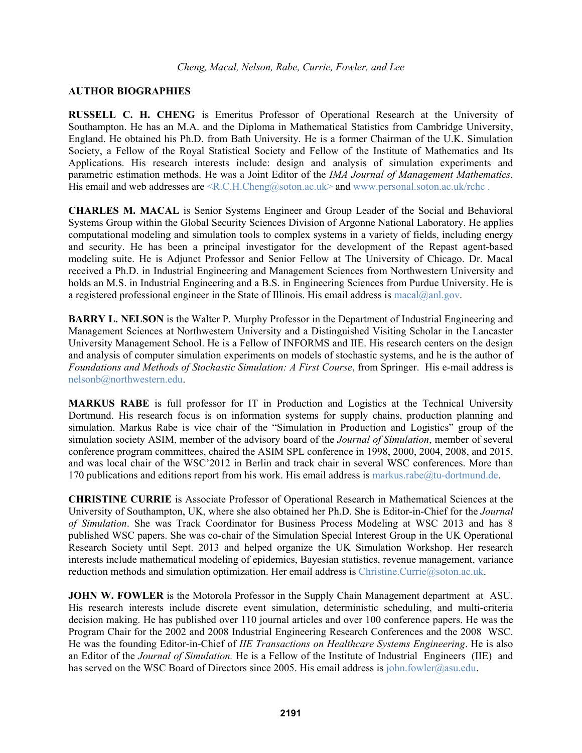## AUTHOR BIOGRAPHIES

**RUSSELL C. H. CHENG** is Emeritus Professor of Operational Research at the University of Southampton. He has an M.A. and the Diploma in Mathematical Statistics from Cambridge University, England. He obtained his Ph.D. from Bath University. He is a former Chairman of the U.K. Simulation Society, a Fellow of the Royal Statistical Society and Fellow of the Institute of Mathematics and Its Applications. His research interests include: design and analysis of simulation experiments and parametric estimation methods. He was a Joint Editor of the *IMA Journal of Management Mathematics*. His email and web addresses are <R.C.H.Cheng@soton.ac.uk> and www.personal.soton.ac.uk/rchc .

**CHARLES M. MACAL** is Senior Systems Engineer and Group Leader of the Social and Behavioral Systems Group within the Global Security Sciences Division of Argonne National Laboratory. He applies computational modeling and simulation tools to complex systems in a variety of fields, including energy and security. He has been a principal investigator for the development of the Repast agent-based modeling suite. He is Adjunct Professor and Senior Fellow at The University of Chicago. Dr. Macal received a Ph.D. in Industrial Engineering and Management Sciences from Northwestern University and holds an M.S. in Industrial Engineering and a B.S. in Engineering Sciences from Purdue University. He is a registered professional engineer in the State of Illinois. His email address is macal@anl.gov.

**BARRY L. NELSON** is the Walter P. Murphy Professor in the Department of Industrial Engineering and Management Sciences at Northwestern University and a Distinguished Visiting Scholar in the Lancaster University Management School. He is a Fellow of INFORMS and IIE. His research centers on the design and analysis of computer simulation experiments on models of stochastic systems, and he is the author of *Foundations and Methods of Stochastic Simulation: A First Course*, from Springer. His e-mail address is nelsonb@northwestern.edu.

**MARKUS RABE** is full professor for IT in Production and Logistics at the Technical University Dortmund. His research focus is on information systems for supply chains, production planning and simulation. Markus Rabe is vice chair of the "Simulation in Production and Logistics" group of the simulation society ASIM, member of the advisory board of the *Journal of Simulation*, member of several conference program committees, chaired the ASIM SPL conference in 1998, 2000, 2004, 2008, and 2015, and was local chair of the WSC'2012 in Berlin and track chair in several WSC conferences. More than 170 publications and editions report from his work. His email address is markus.rabe@tu-dortmund.de.

**CHRISTINE CURRIE** is Associate Professor of Operational Research in Mathematical Sciences at the University of Southampton, UK, where she also obtained her Ph.D. She is Editor-in-Chief for the *Journal of Simulation*. She was Track Coordinator for Business Process Modeling at WSC 2013 and has 8 published WSC papers. She was co-chair of the Simulation Special Interest Group in the UK Operational Research Society until Sept. 2013 and helped organize the UK Simulation Workshop. Her research interests include mathematical modeling of epidemics, Bayesian statistics, revenue management, variance reduction methods and simulation optimization. Her email address is Christine.Currie@soton.ac.uk.

**JOHN W. FOWLER** is the Motorola Professor in the Supply Chain Management department at ASU. His research interests include discrete event simulation, deterministic scheduling, and multi-criteria decision making. He has published over 110 journal articles and over 100 conference papers. He was the Program Chair for the 2002 and 2008 Industrial Engineering Research Conferences and the 2008 WSC. He was the founding Editor-in-Chief of *IIE Transactions on Healthcare Systems Engineering*. He is also an Editor of the *Journal of Simulation.* He is a Fellow of the Institute of Industrial Engineers (IIE) and has served on the WSC Board of Directors since 2005. His email address is john.fowler@asu.edu.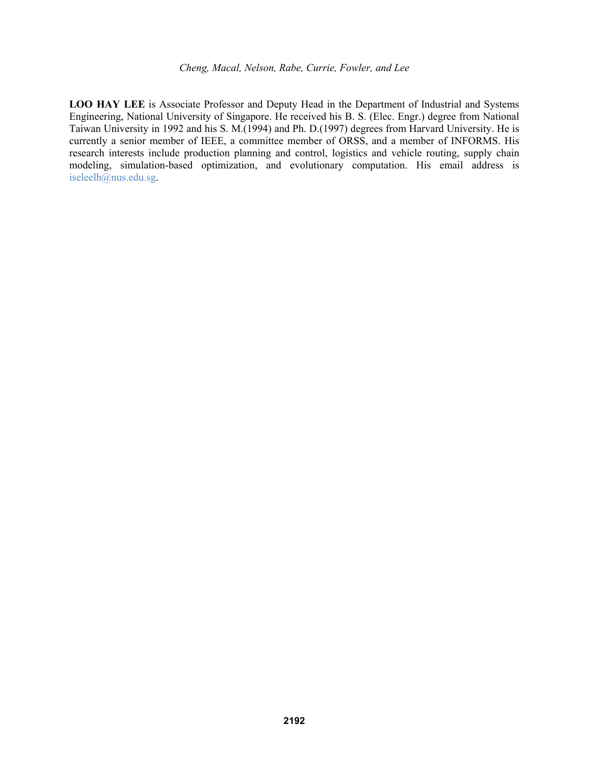**LOO HAY LEE** is Associate Professor and Deputy Head in the Department of Industrial and Systems Engineering, National University of Singapore. He received his B. S. (Elec. Engr.) degree from National Taiwan University in 1992 and his S. M.(1994) and Ph. D.(1997) degrees from Harvard University. He is currently a senior member of IEEE, a committee member of ORSS, and a member of INFORMS. His research interests include production planning and control, logistics and vehicle routing, supply chain modeling, simulation-based optimization, and evolutionary computation. His email address is iseleelh@nus.edu.sg.